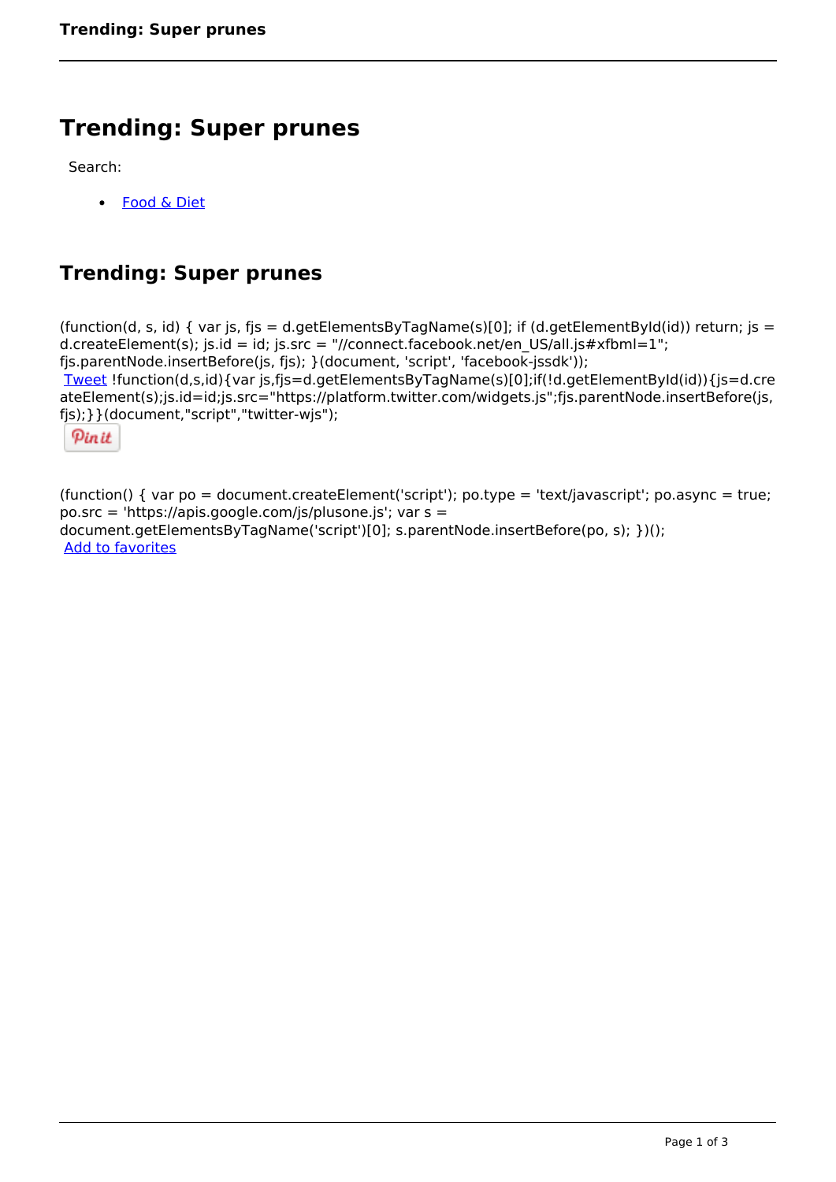# Trending: Super prunes

Search:

- Food & Diet

## Trending: Super prunes

(function(d, s, id) { var js, fjs = d.getElementsByTagName(s)[0]; if (d.getElementById(id)) return; js = d.createElement(s); js.id = id; js.src = "//connect.facebook.net/en_US/all.js#xfbml=1"; fjs.parentNode.insertBefore(js, fjs); }(document, 'script', 'facebook-jssdk'));

Tweet !function(d,s,id){var js,fjs=d.getElementsByTagName(s)[0];if(!d.getElementById(id)){js=d.createElement(s);js.id=id;js.src="https://platform.twitter.com/widgets.js";fjs.parentNode.insertBefore(js,fjs);}}(document,"script","twitter-wjs");

Pin it

(function() { var po = document.createElement('script'); po.type = 'text/javascript'; po.async = true; po.src = 'https://apis.google.com/js/plusone.js'; var s = document.getElementsByTagName('script')[0]; s.parentNode.insertBefore(po, s); })();

Add to favorites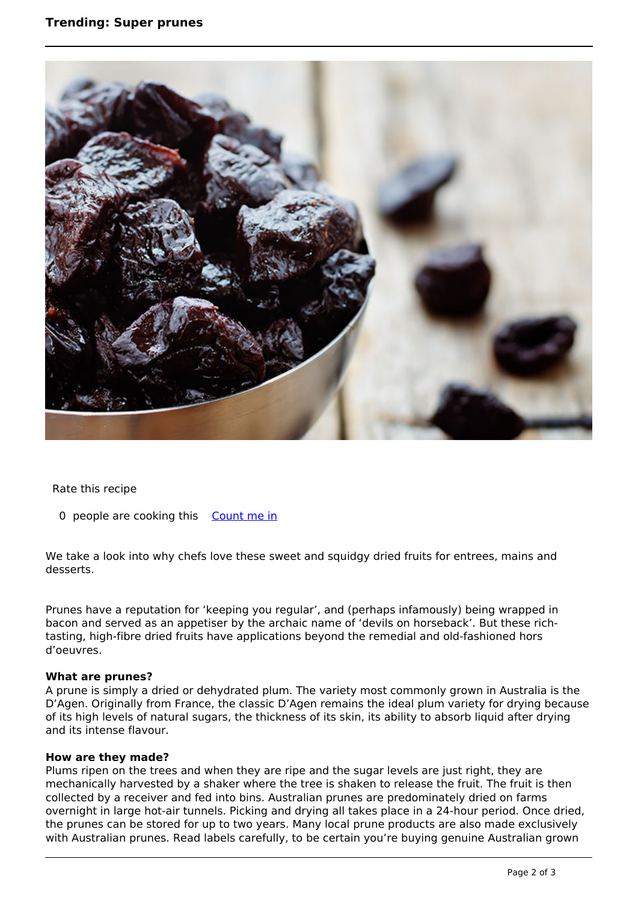Rate this recipe

0 people are cooking this [Count me in]

We take a look into why chefs love these sweet and squidgy dried fruits for entrees, mains and desserts.

Prunes have a reputation for 'keeping you regular', and (perhaps infamously) being wrapped in bacon and served as an appetiser by the archaic name of 'devils on horseback'. But these rich-tasting, high-fibre dried fruits have applications beyond the remedial and old-fashioned hors d'oeuvres.

**What are prunes?**
A prune is simply a dried or dehydrated plum. The variety most commonly grown in Australia is the D'Agen. Originally from France, the classic D'Agen remains the ideal plum variety for drying because of its high levels of natural sugars, the thickness of its skin, its ability to absorb liquid after drying and its intense flavour.

**How are they made?**
Plums ripen on the trees and when they are ripe and the sugar levels are just right, they are mechanically harvested by a shaker where the tree is shaken to release the fruit. The fruit is then collected by a receiver and fed into bins. Australian prunes are predominately dried on farms overnight in large hot-air tunnels. Picking and drying all takes place in a 24-hour period. Once dried, the prunes can be stored for up to two years. Many local prune products are also made exclusively with Australian prunes. Read labels carefully, to be certain you're buying genuine Australian grown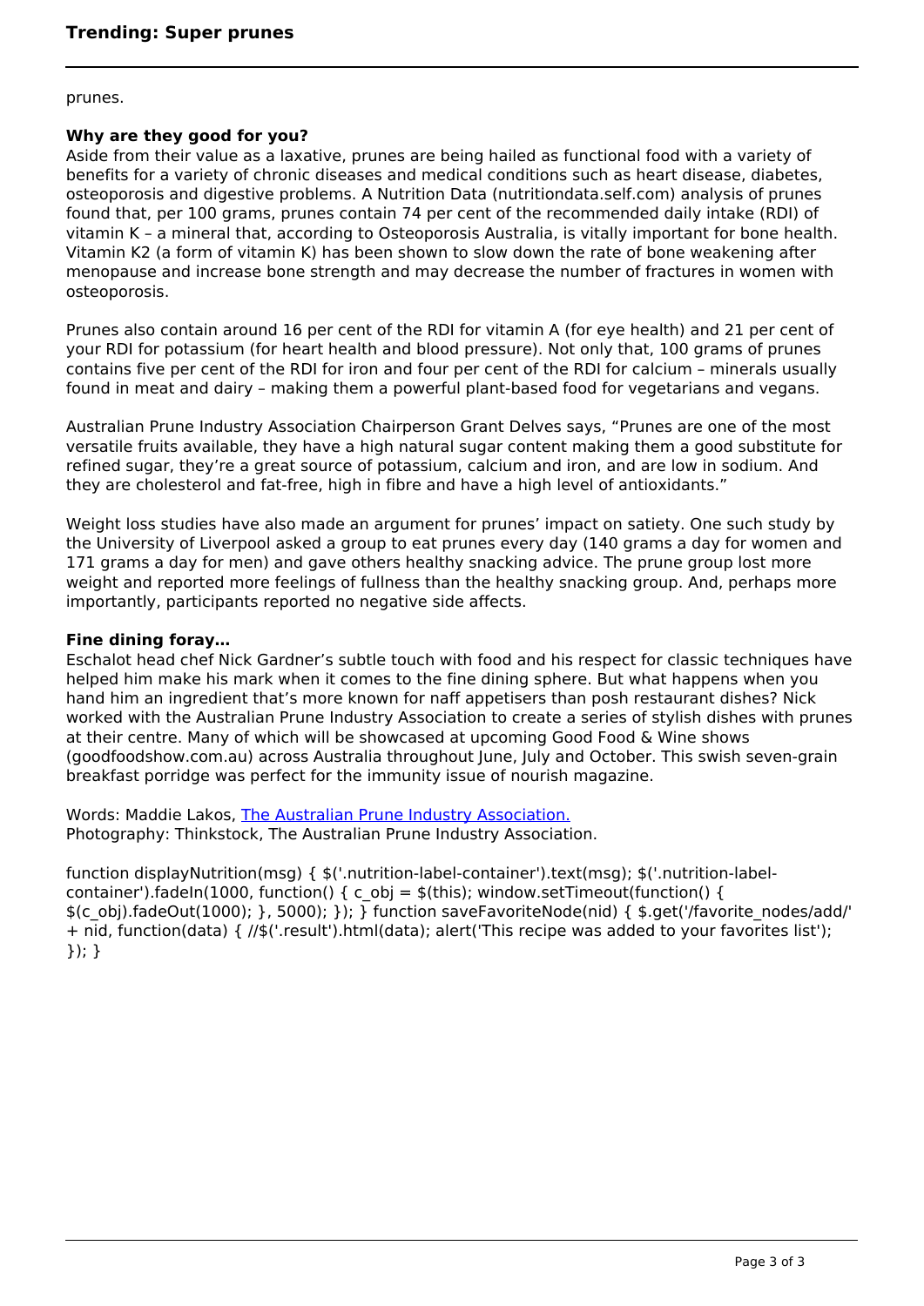prunes.

**Why are they good for you?**

Aside from their value as a laxative, prunes are being hailed as functional food with a variety of benefits for a variety of chronic diseases and medical conditions such as heart disease, diabetes, osteoporosis and digestive problems. A Nutrition Data (nutritiondata.self.com) analysis of prunes found that, per 100 grams, prunes contain 74 per cent of the recommended daily intake (RDI) of vitamin K – a mineral that, according to Osteoporosis Australia, is vitally important for bone health. Vitamin K2 (a form of vitamin K) has been shown to slow down the rate of bone weakening after menopause and increase bone strength and may decrease the number of fractures in women with osteoporosis.

Prunes also contain around 16 per cent of the RDI for vitamin A (for eye health) and 21 per cent of your RDI for potassium (for heart health and blood pressure). Not only that, 100 grams of prunes contains five per cent of the RDI for iron and four per cent of the RDI for calcium – minerals usually found in meat and dairy – making them a powerful plant-based food for vegetarians and vegans.

Australian Prune Industry Association Chairperson Grant Delves says, “Prunes are one of the most versatile fruits available, they have a high natural sugar content making them a good substitute for refined sugar, they’re a great source of potassium, calcium and iron, and are low in sodium. And they are cholesterol and fat-free, high in fibre and have a high level of antioxidants.”

Weight loss studies have also made an argument for prunes’ impact on satiety. One such study by the University of Liverpool asked a group to eat prunes every day (140 grams a day for women and 171 grams a day for men) and gave others healthy snacking advice. The prune group lost more weight and reported more feelings of fullness than the healthy snacking group. And, perhaps more importantly, participants reported no negative side affects.

**Fine dining foray…**

Eschalot head chef Nick Gardner’s subtle touch with food and his respect for classic techniques have helped him make his mark when it comes to the fine dining sphere. But what happens when you hand him an ingredient that’s more known for naff appetisers than posh restaurant dishes? Nick worked with the Australian Prune Industry Association to create a series of stylish dishes with prunes at their centre. Many of which will be showcased at upcoming Good Food & Wine shows (goodfoodshow.com.au) across Australia throughout June, July and October. This swish seven-grain breakfast porridge was perfect for the immunity issue of nourish magazine.

Words: Maddie Lakos, [The Australian Prune Industry Association.]
Photography: Thinkstock, The Australian Prune Industry Association.

```
function displayNutrition(msg) { $('.nutrition-label-container').text(msg); $('.nutrition-label-container').fadeIn(1000, function() { c_obj = $(this); window.setTimeout(function() { $(c_obj).fadeOut(1000); }, 5000); }); } function saveFavoriteNode(nid) { $.get('/favorite_nodes/add/' + nid, function(data) { //$('.result').html(data); alert('This recipe was added to your favorites list'); }); }
```